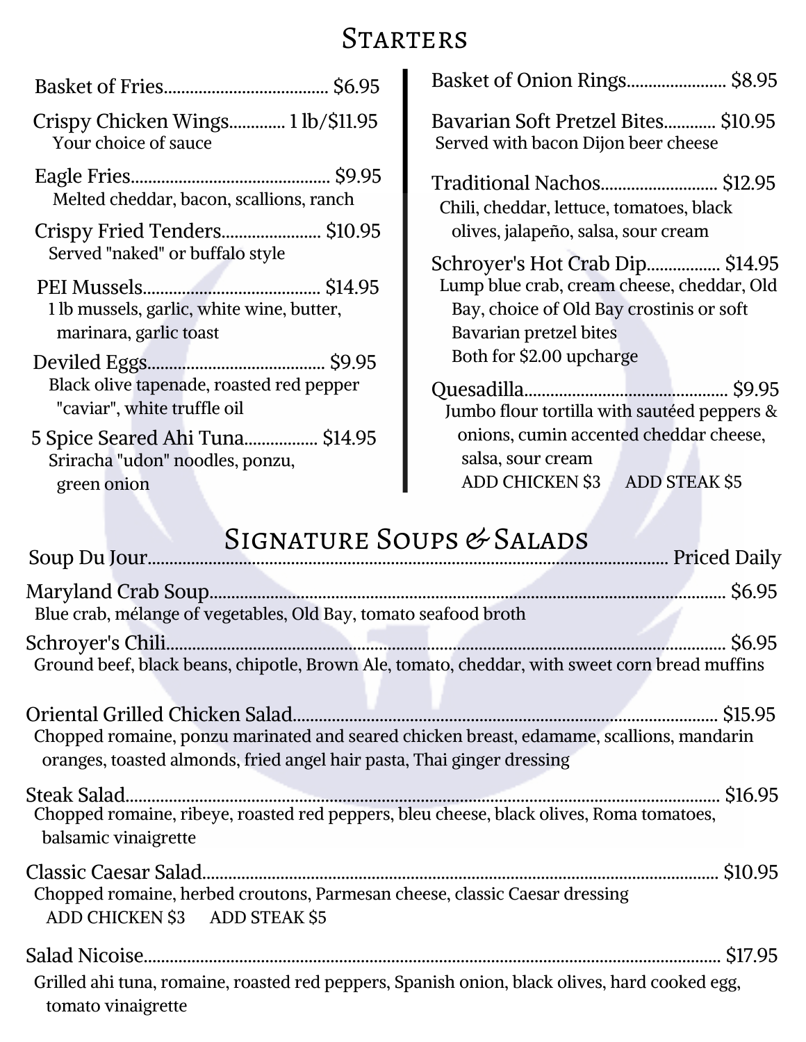## Starters

Basket of Fries........................................ $6.95

Crispy Chicken Wings............. 1 lb/$11.95
Your choice of sauce

Eagle Fries................................................ $9.95
Melted cheddar, bacon, scallions, ranch

Crispy Fried Tenders....................... $10.95
Served "naked" or buffalo style

PEI Mussels.......................................... $14.95
1 lb mussels, garlic, white wine, butter, marinara, garlic toast

Deviled Eggs.......................................... $9.95
Black olive tapenade, roasted red pepper "caviar", white truffle oil

5 Spice Seared Ahi Tuna................. $14.95
Sriracha "udon" noodles, ponzu, green onion

Basket of Onion Rings....................... $8.95

Bavarian Soft Pretzel Bites............ $10.95
Served with bacon Dijon beer cheese

Traditional Nachos........................... $12.95
Chili, cheddar, lettuce, tomatoes, black olives, jalapeño, salsa, sour cream

Schroyer's Hot Crab Dip................. $14.95
Lump blue crab, cream cheese, cheddar, Old Bay, choice of Old Bay crostinis or soft Bavarian pretzel bites
Both for $2.00 upcharge

Quesadilla................................................ $9.95
Jumbo flour tortilla with sautéed peppers & onions, cumin accented cheddar cheese, salsa, sour cream
ADD CHICKEN $3 ADD STEAK $5

## Signature Soups & Salads

Soup Du Jour.......................................................................................................... Priced Daily

Maryland Crab Soup.......................................................................................................... $6.95
Blue crab, mélange of vegetables, Old Bay, tomato seafood broth

Schroyer's Chili.......................................................................................................... $6.95
Ground beef, black beans, chipotle, Brown Ale, tomato, cheddar, with sweet corn bread muffins

Oriental Grilled Chicken Salad.......................................................................................... $15.95
Chopped romaine, ponzu marinated and seared chicken breast, edamame, scallions, mandarin oranges, toasted almonds, fried angel hair pasta, Thai ginger dressing

Steak Salad.......................................................................................................... $16.95
Chopped romaine, ribeye, roasted red peppers, bleu cheese, black olives, Roma tomatoes, balsamic vinaigrette

Classic Caesar Salad.......................................................................................................... $10.95
Chopped romaine, herbed croutons, Parmesan cheese, classic Caesar dressing
ADD CHICKEN $3 ADD STEAK $5

Salad Nicoise.......................................................................................................... $17.95
Grilled ahi tuna, romaine, roasted red peppers, Spanish onion, black olives, hard cooked egg, tomato vinaigrette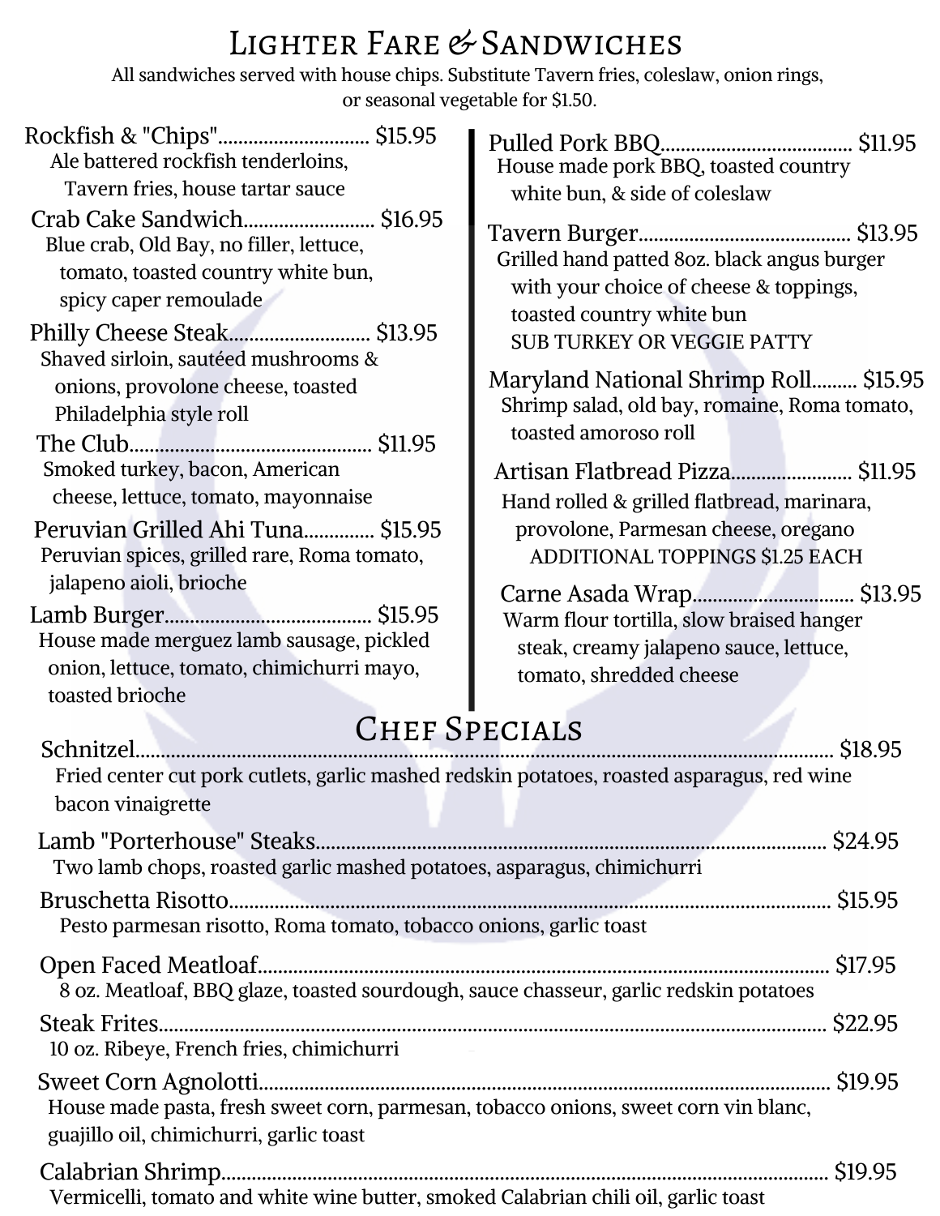# Lighter Fare & Sandwiches

All sandwiches served with house chips. Substitute Tavern fries, coleslaw, onion rings, or seasonal vegetable for $1.50.

**Rockfish & "Chips"** .............................. $15.95
Ale battered rockfish tenderloins, Tavern fries, house tartar sauce

**Crab Cake Sandwich** .............................. $16.95
Blue crab, Old Bay, no filler, lettuce, tomato, toasted country white bun, spicy caper remoulade

**Philly Cheese Steak** .............................. $13.95
Shaved sirloin, sautéed mushrooms & onions, provolone cheese, toasted Philadelphia style roll

**The Club** .............................. $11.95
Smoked turkey, bacon, American cheese, lettuce, tomato, mayonnaise

**Peruvian Grilled Ahi Tuna** .............................. $15.95
Peruvian spices, grilled rare, Roma tomato, jalapeno aioli, brioche

**Lamb Burger** .............................. $15.95
House made merguez lamb sausage, pickled onion, lettuce, tomato, chimichurri mayo, toasted brioche

**Pulled Pork BBQ** .............................. $11.95
House made pork BBQ, toasted country white bun, & side of coleslaw

**Tavern Burger** .............................. $13.95
Grilled hand patted 8oz. black angus burger with your choice of cheese & toppings, toasted country white bun
SUB TURKEY OR VEGGIE PATTY

**Maryland National Shrimp Roll** .............................. $15.95
Shrimp salad, old bay, romaine, Roma tomato, toasted amoroso roll

**Artisan Flatbread Pizza** .............................. $11.95
Hand rolled & grilled flatbread, marinara, provolone, Parmesan cheese, oregano
ADDITIONAL TOPPINGS $1.25 EACH

**Carne Asada Wrap** .............................. $13.95
Warm flour tortilla, slow braised hanger steak, creamy jalapeno sauce, lettuce, tomato, shredded cheese

# Chef Specials

**Schnitzel** .............................. $18.95
Fried center cut pork cutlets, garlic mashed redskin potatoes, roasted asparagus, red wine bacon vinaigrette

**Lamb "Porterhouse" Steaks** .............................. $24.95
Two lamb chops, roasted garlic mashed potatoes, asparagus, chimichurri

**Bruschetta Risotto** .............................. $15.95
Pesto parmesan risotto, Roma tomato, tobacco onions, garlic toast

**Open Faced Meatloaf** .............................. $17.95
8 oz. Meatloaf, BBQ glaze, toasted sourdough, sauce chasseur, garlic redskin potatoes

**Steak Frites** .............................. $22.95
10 oz. Ribeye, French fries, chimichurri

**Sweet Corn Agnolotti** .............................. $19.95
House made pasta, fresh sweet corn, parmesan, tobacco onions, sweet corn vin blanc, guajillo oil, chimichurri, garlic toast

**Calabrian Shrimp** .............................. $19.95
Vermicelli, tomato and white wine butter, smoked Calabrian chili oil, garlic toast